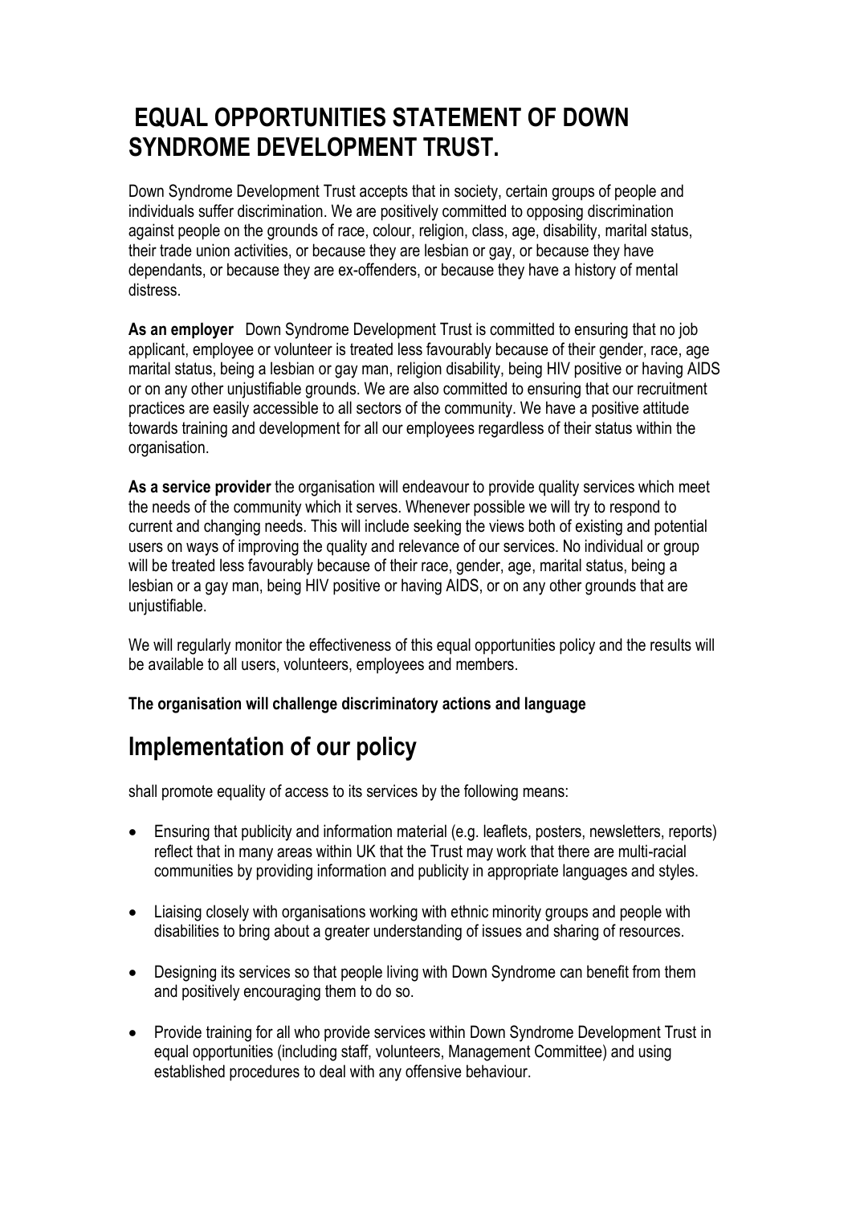# EQUAL OPPORTUNITIES STATEMENT OF DOWN SYNDROME DEVELOPMENT TRUST.

Down Syndrome Development Trust accepts that in society, certain groups of people and individuals suffer discrimination. We are positively committed to opposing discrimination against people on the grounds of race, colour, religion, class, age, disability, marital status, their trade union activities, or because they are lesbian or gay, or because they have dependants, or because they are ex-offenders, or because they have a history of mental distress.

**As an employer** Down Syndrome Development Trust is committed to ensuring that no job applicant, employee or volunteer is treated less favourably because of their gender, race, age marital status, being a lesbian or gay man, religion disability, being HIV positive or having AIDS or on any other unjustifiable grounds. We are also committed to ensuring that our recruitment practices are easily accessible to all sectors of the community. We have a positive attitude towards training and development for all our employees regardless of their status within the organisation.

**As a service provider** the organisation will endeavour to provide quality services which meet the needs of the community which it serves. Whenever possible we will try to respond to current and changing needs. This will include seeking the views both of existing and potential users on ways of improving the quality and relevance of our services. No individual or group will be treated less favourably because of their race, gender, age, marital status, being a lesbian or a gay man, being HIV positive or having AIDS, or on any other grounds that are unjustifiable.

We will regularly monitor the effectiveness of this equal opportunities policy and the results will be available to all users, volunteers, employees and members.

**The organisation will challenge discriminatory actions and language**

## Implementation of our policy

shall promote equality of access to its services by the following means:

- Ensuring that publicity and information material (e.g. leaflets, posters, newsletters, reports) reflect that in many areas within UK that the Trust may work that there are multi-racial communities by providing information and publicity in appropriate languages and styles.
- Liaising closely with organisations working with ethnic minority groups and people with disabilities to bring about a greater understanding of issues and sharing of resources.
- Designing its services so that people living with Down Syndrome can benefit from them and positively encouraging them to do so.
- Provide training for all who provide services within Down Syndrome Development Trust in equal opportunities (including staff, volunteers, Management Committee) and using established procedures to deal with any offensive behaviour.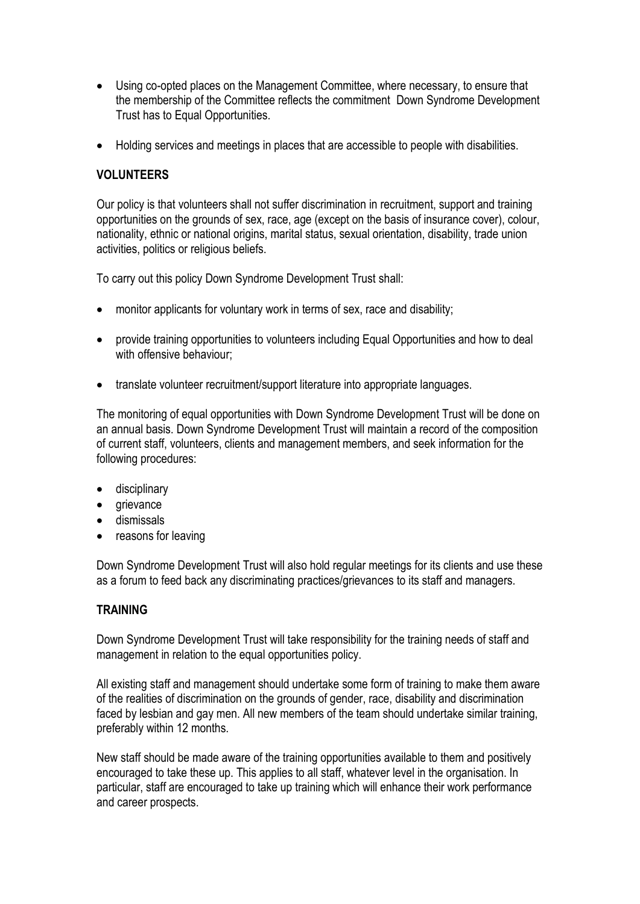- Using co-opted places on the Management Committee, where necessary, to ensure that the membership of the Committee reflects the commitment Down Syndrome Development Trust has to Equal Opportunities.
- Holding services and meetings in places that are accessible to people with disabilities.

## VOLUNTEERS

Our policy is that volunteers shall not suffer discrimination in recruitment, support and training opportunities on the grounds of sex, race, age (except on the basis of insurance cover), colour, nationality, ethnic or national origins, marital status, sexual orientation, disability, trade union activities, politics or religious beliefs.

To carry out this policy Down Syndrome Development Trust shall:

- monitor applicants for voluntary work in terms of sex, race and disability;
- provide training opportunities to volunteers including Equal Opportunities and how to deal with offensive behaviour;
- translate volunteer recruitment/support literature into appropriate languages.

The monitoring of equal opportunities with Down Syndrome Development Trust will be done on an annual basis. Down Syndrome Development Trust will maintain a record of the composition of current staff, volunteers, clients and management members, and seek information for the following procedures:

- disciplinary
- grievance
- dismissals
- reasons for leaving

Down Syndrome Development Trust will also hold regular meetings for its clients and use these as a forum to feed back any discriminating practices/grievances to its staff and managers.

## TRAINING

Down Syndrome Development Trust will take responsibility for the training needs of staff and management in relation to the equal opportunities policy.

All existing staff and management should undertake some form of training to make them aware of the realities of discrimination on the grounds of gender, race, disability and discrimination faced by lesbian and gay men. All new members of the team should undertake similar training, preferably within 12 months.

New staff should be made aware of the training opportunities available to them and positively encouraged to take these up. This applies to all staff, whatever level in the organisation. In particular, staff are encouraged to take up training which will enhance their work performance and career prospects.